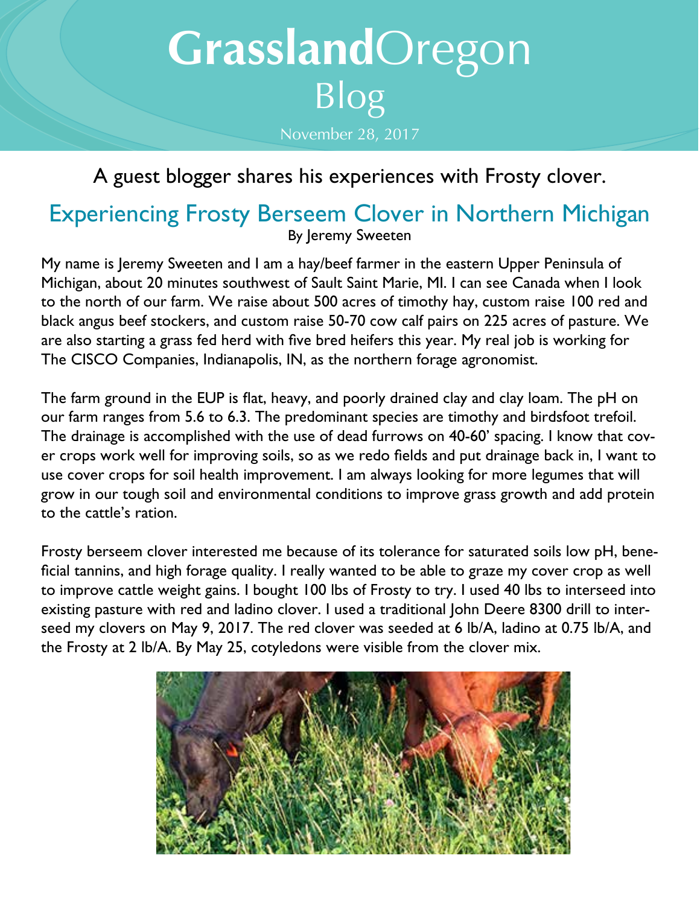# **Grassland**Oregon Blog

November 28, 2017

A guest blogger shares his experiences with Frosty clover.

## Experiencing Frosty Berseem Clover in Northern Michigan

By Jeremy Sweeten

My name is Jeremy Sweeten and I am a hay/beef farmer in the eastern Upper Peninsula of Michigan, about 20 minutes southwest of Sault Saint Marie, MI. I can see Canada when I look to the north of our farm. We raise about 500 acres of timothy hay, custom raise 100 red and black angus beef stockers, and custom raise 50-70 cow calf pairs on 225 acres of pasture. We are also starting a grass fed herd with five bred heifers this year. My real job is working for The CISCO Companies, Indianapolis, IN, as the northern forage agronomist.

The farm ground in the EUP is flat, heavy, and poorly drained clay and clay loam. The pH on our farm ranges from 5.6 to 6.3. The predominant species are timothy and birdsfoot trefoil. The drainage is accomplished with the use of dead furrows on 40-60' spacing. I know that cover crops work well for improving soils, so as we redo fields and put drainage back in, I want to use cover crops for soil health improvement. I am always looking for more legumes that will grow in our tough soil and environmental conditions to improve grass growth and add protein to the cattle's ration.

Frosty berseem clover interested me because of its tolerance for saturated soils low pH, beneficial tannins, and high forage quality. I really wanted to be able to graze my cover crop as well to improve cattle weight gains. I bought 100 lbs of Frosty to try. I used 40 lbs to interseed into existing pasture with red and ladino clover. I used a traditional John Deere 8300 drill to interseed my clovers on May 9, 2017. The red clover was seeded at 6 lb/A, ladino at 0.75 lb/A, and the Frosty at 2 lb/A. By May 25, cotyledons were visible from the clover mix.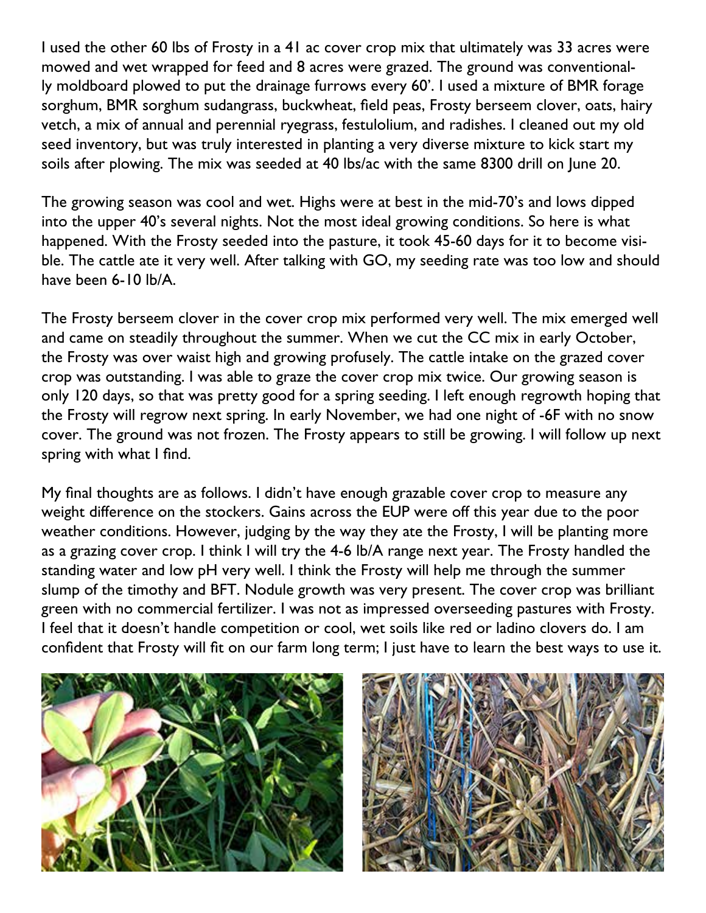I used the other 60 lbs of Frosty in a 41 ac cover crop mix that ultimately was 33 acres were mowed and wet wrapped for feed and 8 acres were grazed. The ground was conventionally moldboard plowed to put the drainage furrows every 60'. I used a mixture of BMR forage sorghum, BMR sorghum sudangrass, buckwheat, field peas, Frosty berseem clover, oats, hairy vetch, a mix of annual and perennial ryegrass, festulolium, and radishes. I cleaned out my old seed inventory, but was truly interested in planting a very diverse mixture to kick start my soils after plowing. The mix was seeded at 40 lbs/ac with the same 8300 drill on June 20.

The growing season was cool and wet. Highs were at best in the mid-70's and lows dipped into the upper 40's several nights. Not the most ideal growing conditions. So here is what happened. With the Frosty seeded into the pasture, it took 45-60 days for it to become visible. The cattle ate it very well. After talking with GO, my seeding rate was too low and should have been 6-10 lb/A.

The Frosty berseem clover in the cover crop mix performed very well. The mix emerged well and came on steadily throughout the summer. When we cut the CC mix in early October, the Frosty was over waist high and growing profusely. The cattle intake on the grazed cover crop was outstanding. I was able to graze the cover crop mix twice. Our growing season is only 120 days, so that was pretty good for a spring seeding. I left enough regrowth hoping that the Frosty will regrow next spring. In early November, we had one night of -6F with no snow cover. The ground was not frozen. The Frosty appears to still be growing. I will follow up next spring with what I find.

My final thoughts are as follows. I didn't have enough grazable cover crop to measure any weight difference on the stockers. Gains across the EUP were off this year due to the poor weather conditions. However, judging by the way they ate the Frosty, I will be planting more as a grazing cover crop. I think I will try the 4-6 lb/A range next year. The Frosty handled the standing water and low pH very well. I think the Frosty will help me through the summer slump of the timothy and BFT. Nodule growth was very present. The cover crop was brilliant green with no commercial fertilizer. I was not as impressed overseeding pastures with Frosty. I feel that it doesn't handle competition or cool, wet soils like red or ladino clovers do. I am confident that Frosty will fit on our farm long term; I just have to learn the best ways to use it.